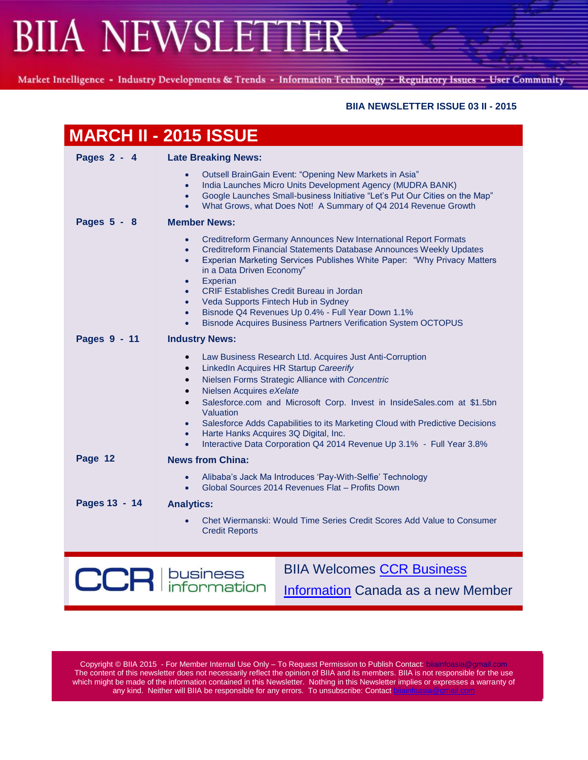# BIIA NEWSLETTER

Market Intelligence - Industry Developments & Trends - Information Technology - Regulatory Issues - User Community

**BIIA NEWSLETTER ISSUE 03 II - 2015**

## MARCH II - 2015 ISSUE

**Pages 2 - 4** — **Late Breaking News:**

- Outsell BrainGain Event: "Opening New Markets in Asia"
- India Launches Micro Units Development Agency (MUDRA BANK)
- Google Launches Small-business Initiative "Let's Put Our Cities on the Map"
- What Grows, what Does Not! A Summary of Q4 2014 Revenue Growth

**Pages 5 - 8** — **Member News:**

- Creditreform Germany Announces New International Report Formats
- Creditreform Financial Statements Database Announces Weekly Updates
- Experian Marketing Services Publishes White Paper: "Why Privacy Matters in a Data Driven Economy"
- Experian
- CRIF Establishes Credit Bureau in Jordan
- Veda Supports Fintech Hub in Sydney
- Bisnode Q4 Revenues Up 0.4% - Full Year Down 1.1%
- Bisnode Acquires Business Partners Verification System OCTOPUS

**Pages 9 - 11** — **Industry News:**

- Law Business Research Ltd. Acquires Just Anti-Corruption
- LinkedIn Acquires HR Startup *Careerify*
- Nielsen Forms Strategic Alliance with *Concentric*
- Nielsen Acquires *eXelate*
- Salesforce.com and Microsoft Corp. Invest in InsideSales.com at $1.5bn Valuation
- Salesforce Adds Capabilities to its Marketing Cloud with Predictive Decisions
- Harte Hanks Acquires 3Q Digital, Inc.
- Interactive Data Corporation Q4 2014 Revenue Up 3.1% - Full Year 3.8%

**Page 12** — **News from China:**

- Alibaba's Jack Ma Introduces 'Pay-With-Selfie' Technology
- Global Sources 2014 Revenues Flat – Profits Down

**Pages 13 - 14** — **Analytics:**

- Chet Wiermanski: Would Time Series Credit Scores Add Value to Consumer Credit Reports

CCR | business information

BIIA Welcomes CCR Business Information Canada as a new Member

Copyright © BIIA 2015 - For Member Internal Use Only – To Request Permission to Publish Contact: biiainfoasia@gmail.com
The content of this newsletter does not necessarily reflect the opinion of BIIA and its members. BIIA is not responsible for the use which might be made of the information contained in this Newsletter. Nothing in this Newsletter implies or expresses a warranty of any kind. Neither will BIIA be responsible for any errors. To unsubscribe: Contact biiainfoasia@gmail.com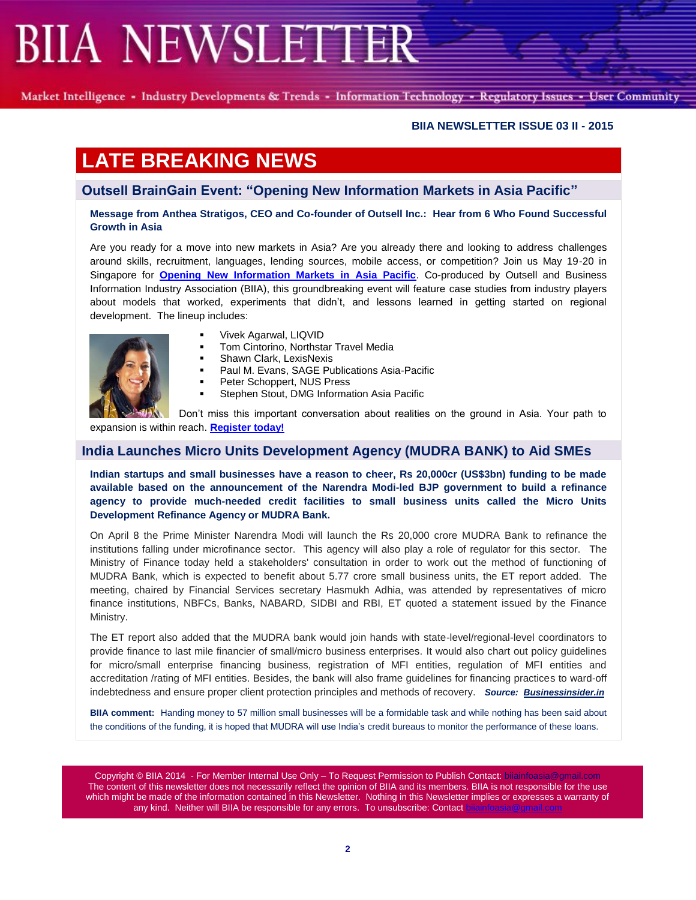**BIIA NEWSLETTER ISSUE 03 II - 2015**

# LATE BREAKING NEWS

## Outsell BrainGain Event: "Opening New Information Markets in Asia Pacific"

**Message from Anthea Stratigos, CEO and Co-founder of Outsell Inc.: Hear from 6 Who Found Successful Growth in Asia**

Are you ready for a move into new markets in Asia? Are you already there and looking to address challenges around skills, recruitment, languages, lending sources, mobile access, or competition? Join us May 19-20 in Singapore for **Opening New Information Markets in Asia Pacific**. Co-produced by Outsell and Business Information Industry Association (BIIA), this groundbreaking event will feature case studies from industry players about models that worked, experiments that didn't, and lessons learned in getting started on regional development. The lineup includes:

- Vivek Agarwal, LIQVID
- Tom Cintorino, Northstar Travel Media
- Shawn Clark, LexisNexis
- Paul M. Evans, SAGE Publications Asia-Pacific
- Peter Schoppert, NUS Press
- Stephen Stout, DMG Information Asia Pacific

Don't miss this important conversation about realities on the ground in Asia. Your path to expansion is within reach. **Register today!**

## India Launches Micro Units Development Agency (MUDRA BANK) to Aid SMEs

**Indian startups and small businesses have a reason to cheer, Rs 20,000cr (US$3bn) funding to be made available based on the announcement of the Narendra Modi-led BJP government to build a refinance agency to provide much-needed credit facilities to small business units called the Micro Units Development Refinance Agency or MUDRA Bank.**

On April 8 the Prime Minister Narendra Modi will launch the Rs 20,000 crore MUDRA Bank to refinance the institutions falling under microfinance sector. This agency will also play a role of regulator for this sector. The Ministry of Finance today held a stakeholders' consultation in order to work out the method of functioning of MUDRA Bank, which is expected to benefit about 5.77 crore small business units, the ET report added. The meeting, chaired by Financial Services secretary Hasmukh Adhia, was attended by representatives of micro finance institutions, NBFCs, Banks, NABARD, SIDBI and RBI, ET quoted a statement issued by the Finance Ministry.

The ET report also added that the MUDRA bank would join hands with state-level/regional-level coordinators to provide finance to last mile financier of small/micro business enterprises. It would also chart out policy guidelines for micro/small enterprise financing business, registration of MFI entities, regulation of MFI entities and accreditation /rating of MFI entities. Besides, the bank will also frame guidelines for financing practices to ward-off indebtedness and ensure proper client protection principles and methods of recovery. ***Source: Businessinsider.in***

**BIIA comment:** Handing money to 57 million small businesses will be a formidable task and while nothing has been said about the conditions of the funding, it is hoped that MUDRA will use India's credit bureaus to monitor the performance of these loans.

Copyright © BIIA 2014 - For Member Internal Use Only – To Request Permission to Publish Contact: biiainfoasia@gmail.com
The content of this newsletter does not necessarily reflect the opinion of BIIA and its members. BIIA is not responsible for the use which might be made of the information contained in this Newsletter. Nothing in this Newsletter implies or expresses a warranty of any kind. Neither will BIIA be responsible for any errors. To unsubscribe: Contact biiainfoasia@gmail.com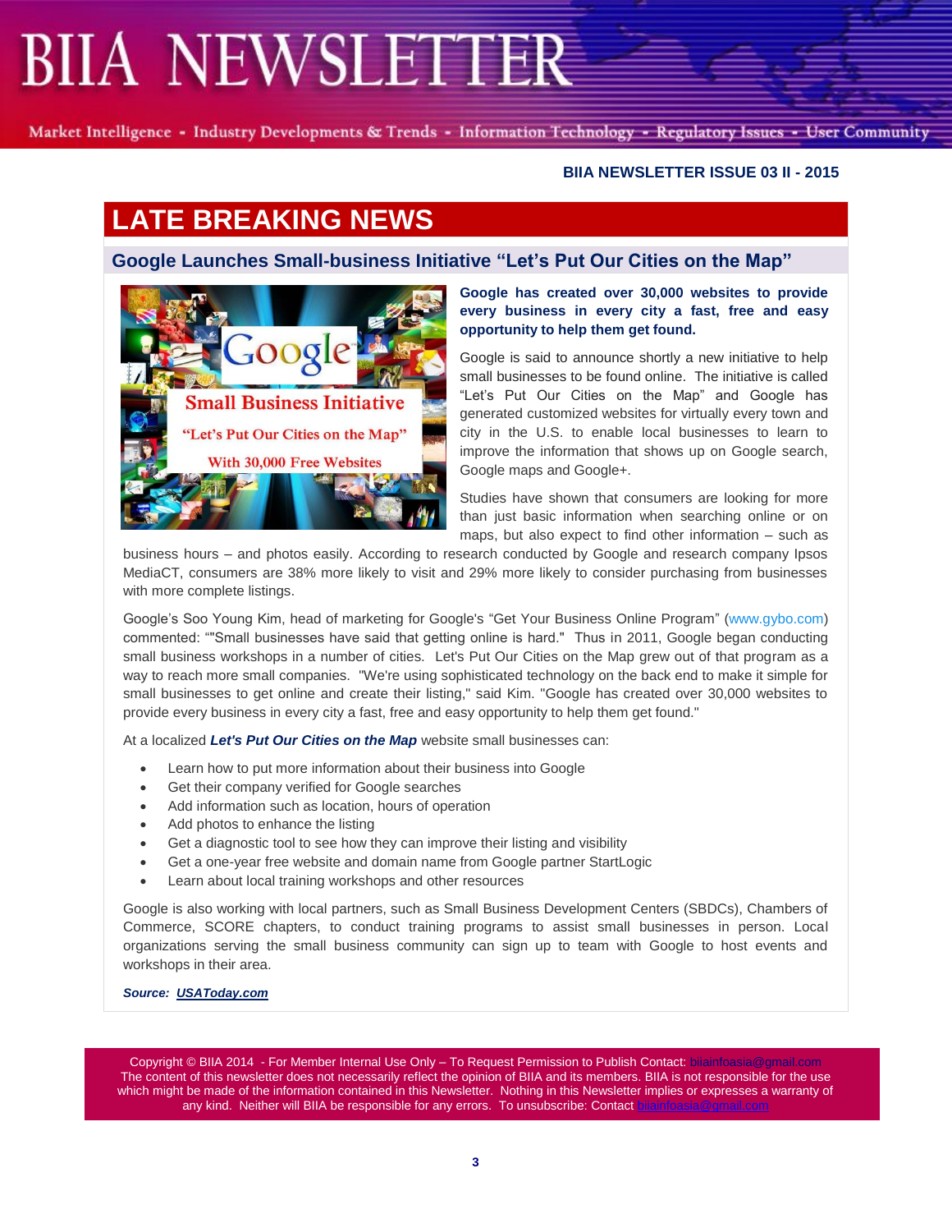BIIA NEWSLETTER ISSUE 03 II - 2015

# LATE BREAKING NEWS

## Google Launches Small-business Initiative "Let's Put Our Cities on the Map"

**Google has created over 30,000 websites to provide every business in every city a fast, free and easy opportunity to help them get found.**

Google is said to announce shortly a new initiative to help small businesses to be found online. The initiative is called "Let's Put Our Cities on the Map" and Google has generated customized websites for virtually every town and city in the U.S. to enable local businesses to learn to improve the information that shows up on Google search, Google maps and Google+.

Studies have shown that consumers are looking for more than just basic information when searching online or on maps, but also expect to find other information – such as business hours – and photos easily. According to research conducted by Google and research company Ipsos MediaCT, consumers are 38% more likely to visit and 29% more likely to consider purchasing from businesses with more complete listings.

Google's Soo Young Kim, head of marketing for Google's "Get Your Business Online Program" (www.gybo.com) commented: ""Small businesses have said that getting online is hard." Thus in 2011, Google began conducting small business workshops in a number of cities. Let's Put Our Cities on the Map grew out of that program as a way to reach more small companies. "We're using sophisticated technology on the back end to make it simple for small businesses to get online and create their listing," said Kim. "Google has created over 30,000 websites to provide every business in every city a fast, free and easy opportunity to help them get found."

At a localized ***Let's Put Our Cities on the Map*** website small businesses can:

- Learn how to put more information about their business into Google
- Get their company verified for Google searches
- Add information such as location, hours of operation
- Add photos to enhance the listing
- Get a diagnostic tool to see how they can improve their listing and visibility
- Get a one-year free website and domain name from Google partner StartLogic
- Learn about local training workshops and other resources

Google is also working with local partners, such as Small Business Development Centers (SBDCs), Chambers of Commerce, SCORE chapters, to conduct training programs to assist small businesses in person. Local organizations serving the small business community can sign up to team with Google to host events and workshops in their area.

***Source: USAToday.com***

Copyright © BIIA 2014 - For Member Internal Use Only – To Request Permission to Publish Contact: biiainfoasia@gmail.com
The content of this newsletter does not necessarily reflect the opinion of BIIA and its members. BIIA is not responsible for the use which might be made of the information contained in this Newsletter. Nothing in this Newsletter implies or expresses a warranty of any kind. Neither will BIIA be responsible for any errors. To unsubscribe: Contact biiainfoasia@gmail.com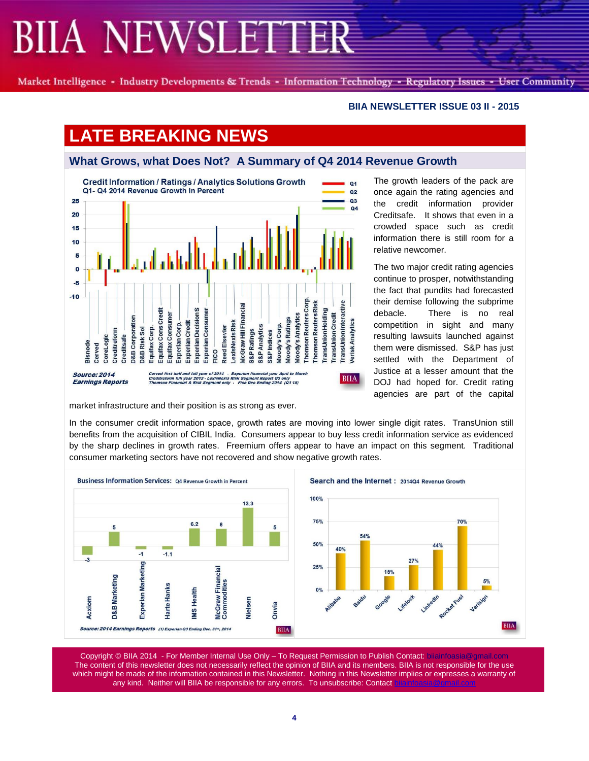# BIIA NEWSLETTER

Market Intelligence - Industry Developments & Trends - Information Technology - Regulatory Issues - User Community

**BIIA NEWSLETTER ISSUE 03 II - 2015**

## LATE BREAKING NEWS

### What Grows, what Does Not? A Summary of Q4 2014 Revenue Growth

**Credit Information / Ratings / Analytics Solutions Growth**
**Q1- Q4 2014 Revenue Growth in Percent**

Q1
Q2
Q3
Q4

25
20
15
10
5
0
-5
-10

Bisnode
Cerved
CoreLogic
Creditreform
Creditsafe
D&B Corporation
D&B Risk Sol
Equifax Corp.
Equifax Cons Credit
Equifax Consumer
Experian Corp.
Experian Credit
Experian Decision S
Experian Consumer
FICO
Reed Elsevier
LexisNexis Risk
McGraw Hill Financial
S&P Ratings
S&P Analytics
S&P Indices
Moody's Corp.
Moody's Ratings
Moody's Analytics
Thomson Reuters Corp.
Thomson Reuters Risk
TransUnion Holding
TransUnion Credit
TransUnion Interactive
Verisk Analytics

*Source: 2014 Earnings Reports*

*Cerved first half and full year of 2014 - Experian financial year April to March*
*Creditreform full year 2013 - LexisNexis Risk Segment Report Q3 only*
*Thomson Financial & Risk Segment only - Fico Dec Ending 2014 (Q1 15)*

BIIA

The growth leaders of the pack are once again the rating agencies and the credit information provider Creditsafe. It shows that even in a crowded space such as credit information there is still room for a relative newcomer.

The two major credit rating agencies continue to prosper, notwithstanding the fact that pundits had forecasted their demise following the subprime debacle. There is no real competition in sight and many resulting lawsuits launched against them were dismissed. S&P has just settled with the Department of Justice at a lesser amount that the DOJ had hoped for. Credit rating agencies are part of the capital market infrastructure and their position is as strong as ever.

In the consumer credit information space, growth rates are moving into lower single digit rates. TransUnion still benefits from the acquisition of CIBIL India. Consumers appear to buy less credit information service as evidenced by the sharp declines in growth rates. Freemium offers appear to have an impact on this segment. Traditional consumer marketing sectors have not recovered and show negative growth rates.

**Business Information Services:** Q4 Revenue Growth in Percent

-3
5
-1
-1.1
6.2
6
13.3
5

Acxiom
D&B Marketing
Experian Marketing
Harte Hanks
IMS Health
McGraw Financial Commodities
Nielsen
Onvia

*Source: 2014 Earnings Reports (1) Experian Q3 Ending Dec. 31st, 2014*

BIIA

**Search and the Internet :** 2014Q4 Revenue Growth

100%
75%
50%
25%
0%

40%
54%
15%
27%
44%
70%
5%

Alibaba
Baidu
Google
Lifelock
LinkedIn
Rocket Fuel
Verisign

BIIA

Copyright © BIIA 2014 - For Member Internal Use Only – To Request Permission to Publish Contact: biiainfoasia@gmail.com
The content of this newsletter does not necessarily reflect the opinion of BIIA and its members. BIIA is not responsible for the use which might be made of the information contained in this Newsletter. Nothing in this Newsletter implies or expresses a warranty of any kind. Neither will BIIA be responsible for any errors. To unsubscribe: Contact biiainfoasia@gmail.com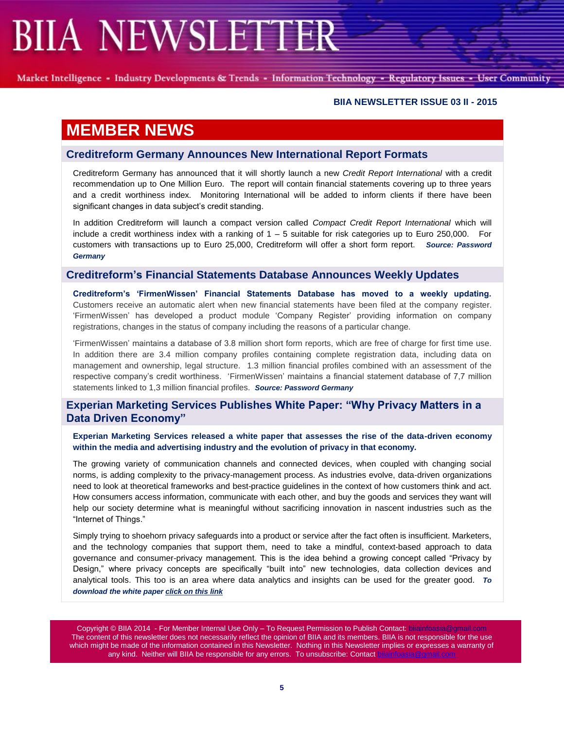# MEMBER NEWS

## Creditreform Germany Announces New International Report Formats

Creditreform Germany has announced that it will shortly launch a new *Credit Report International* with a credit recommendation up to One Million Euro. The report will contain financial statements covering up to three years and a credit worthiness index. Monitoring International will be added to inform clients if there have been significant changes in data subject's credit standing.

In addition Creditreform will launch a compact version called *Compact Credit Report International* which will include a credit worthiness index with a ranking of 1 – 5 suitable for risk categories up to Euro 250,000. For customers with transactions up to Euro 25,000, Creditreform will offer a short form report. ***Source: Password Germany***

## Creditreform's Financial Statements Database Announces Weekly Updates

**Creditreform's 'FirmenWissen' Financial Statements Database has moved to a weekly updating.** Customers receive an automatic alert when new financial statements have been filed at the company register. 'FirmenWissen' has developed a product module 'Company Register' providing information on company registrations, changes in the status of company including the reasons of a particular change.

'FirmenWissen' maintains a database of 3.8 million short form reports, which are free of charge for first time use. In addition there are 3.4 million company profiles containing complete registration data, including data on management and ownership, legal structure. 1.3 million financial profiles combined with an assessment of the respective company's credit worthiness. 'FirmenWissen' maintains a financial statement database of 7,7 million statements linked to 1,3 million financial profiles. ***Source: Password Germany***

## Experian Marketing Services Publishes White Paper: "Why Privacy Matters in a Data Driven Economy"

**Experian Marketing Services released a white paper that assesses the rise of the data-driven economy within the media and advertising industry and the evolution of privacy in that economy.**

The growing variety of communication channels and connected devices, when coupled with changing social norms, is adding complexity to the privacy-management process. As industries evolve, data-driven organizations need to look at theoretical frameworks and best-practice guidelines in the context of how customers think and act. How consumers access information, communicate with each other, and buy the goods and services they want will help our society determine what is meaningful without sacrificing innovation in nascent industries such as the "Internet of Things."

Simply trying to shoehorn privacy safeguards into a product or service after the fact often is insufficient. Marketers, and the technology companies that support them, need to take a mindful, context-based approach to data governance and consumer-privacy management. This is the idea behind a growing concept called "Privacy by Design," where privacy concepts are specifically "built into" new technologies, data collection devices and analytical tools. This too is an area where data analytics and insights can be used for the greater good. ***To download the white paper click on this link***

Copyright © BIIA 2014 - For Member Internal Use Only – To Request Permission to Publish Contact: biiainfoasia@gmail.com
The content of this newsletter does not necessarily reflect the opinion of BIIA and its members. BIIA is not responsible for the use which might be made of the information contained in this Newsletter. Nothing in this Newsletter implies or expresses a warranty of any kind. Neither will BIIA be responsible for any errors. To unsubscribe: Contact biiainfoasia@gmail.com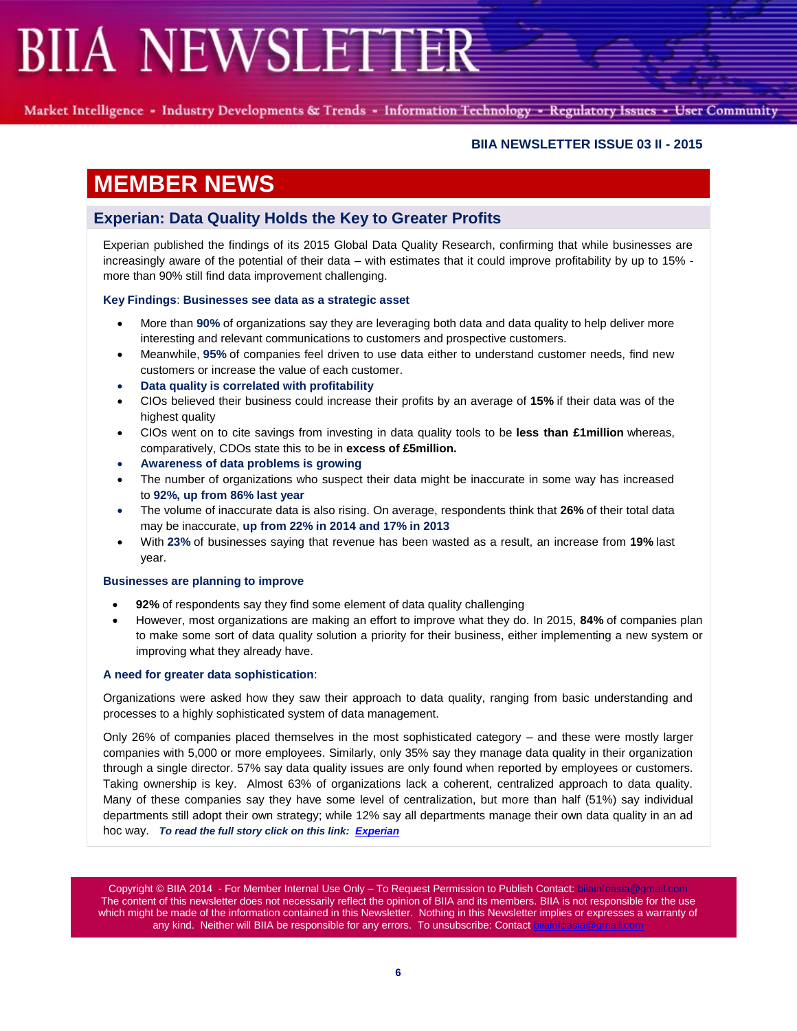## MEMBER NEWS

### Experian: Data Quality Holds the Key to Greater Profits

Experian published the findings of its 2015 Global Data Quality Research, confirming that while businesses are increasingly aware of the potential of their data – with estimates that it could improve profitability by up to 15% - more than 90% still find data improvement challenging.

**Key Findings**: **Businesses see data as a strategic asset**

- More than **90%** of organizations say they are leveraging both data and data quality to help deliver more interesting and relevant communications to customers and prospective customers.
- Meanwhile, **95%** of companies feel driven to use data either to understand customer needs, find new customers or increase the value of each customer.
- **Data quality is correlated with profitability**
- CIOs believed their business could increase their profits by an average of **15%** if their data was of the highest quality
- CIOs went on to cite savings from investing in data quality tools to be **less than £1million** whereas, comparatively, CDOs state this to be in **excess of £5million.**
- **Awareness of data problems is growing**
- The number of organizations who suspect their data might be inaccurate in some way has increased to **92%, up from 86% last year**
- The volume of inaccurate data is also rising. On average, respondents think that **26%** of their total data may be inaccurate, **up from 22% in 2014 and 17% in 2013**
- With **23%** of businesses saying that revenue has been wasted as a result, an increase from **19%** last year.

**Businesses are planning to improve**

- **92%** of respondents say they find some element of data quality challenging
- However, most organizations are making an effort to improve what they do. In 2015, **84%** of companies plan to make some sort of data quality solution a priority for their business, either implementing a new system or improving what they already have.

**A need for greater data sophistication**:

Organizations were asked how they saw their approach to data quality, ranging from basic understanding and processes to a highly sophisticated system of data management.

Only 26% of companies placed themselves in the most sophisticated category – and these were mostly larger companies with 5,000 or more employees. Similarly, only 35% say they manage data quality in their organization through a single director. 57% say data quality issues are only found when reported by employees or customers. Taking ownership is key. Almost 63% of organizations lack a coherent, centralized approach to data quality. Many of these companies say they have some level of centralization, but more than half (51%) say individual departments still adopt their own strategy; while 12% say all departments manage their own data quality in an ad hoc way. ***To read the full story click on this link: Experian***

Copyright © BIIA 2014 - For Member Internal Use Only – To Request Permission to Publish Contact: biiainfoasia@gmail.com
The content of this newsletter does not necessarily reflect the opinion of BIIA and its members. BIIA is not responsible for the use which might be made of the information contained in this Newsletter. Nothing in this Newsletter implies or expresses a warranty of any kind. Neither will BIIA be responsible for any errors. To unsubscribe: Contact biiainfoasia@gmail.com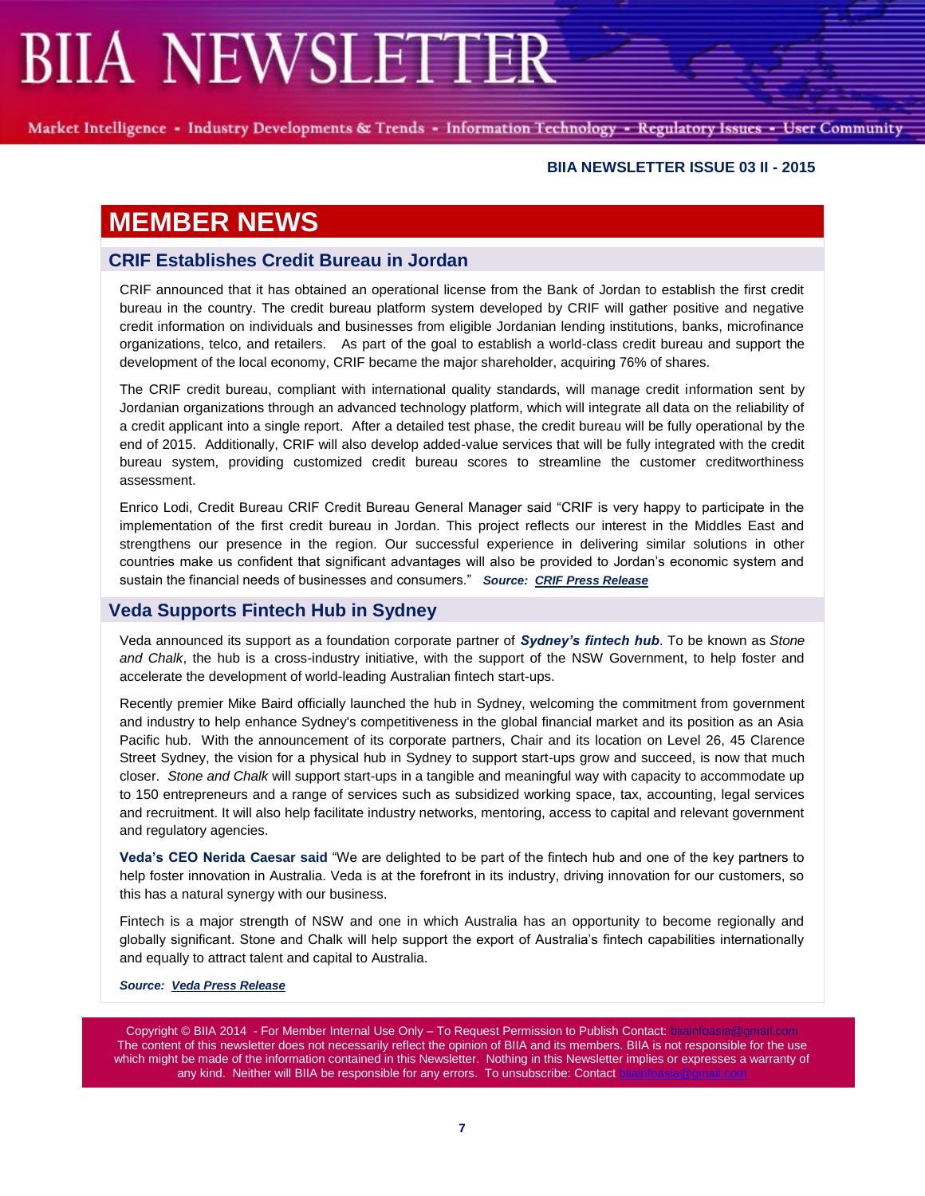# MEMBER NEWS

## CRIF Establishes Credit Bureau in Jordan

CRIF announced that it has obtained an operational license from the Bank of Jordan to establish the first credit bureau in the country. The credit bureau platform system developed by CRIF will gather positive and negative credit information on individuals and businesses from eligible Jordanian lending institutions, banks, microfinance organizations, telco, and retailers. As part of the goal to establish a world-class credit bureau and support the development of the local economy, CRIF became the major shareholder, acquiring 76% of shares.

The CRIF credit bureau, compliant with international quality standards, will manage credit information sent by Jordanian organizations through an advanced technology platform, which will integrate all data on the reliability of a credit applicant into a single report. After a detailed test phase, the credit bureau will be fully operational by the end of 2015. Additionally, CRIF will also develop added-value services that will be fully integrated with the credit bureau system, providing customized credit bureau scores to streamline the customer creditworthiness assessment.

Enrico Lodi, Credit Bureau CRIF Credit Bureau General Manager said "CRIF is very happy to participate in the implementation of the first credit bureau in Jordan. This project reflects our interest in the Middles East and strengthens our presence in the region. Our successful experience in delivering similar solutions in other countries make us confident that significant advantages will also be provided to Jordan's economic system and sustain the financial needs of businesses and consumers." ***Source: CRIF Press Release***

## Veda Supports Fintech Hub in Sydney

Veda announced its support as a foundation corporate partner of ***Sydney's fintech hub***. To be known as *Stone and Chalk*, the hub is a cross-industry initiative, with the support of the NSW Government, to help foster and accelerate the development of world-leading Australian fintech start-ups.

Recently premier Mike Baird officially launched the hub in Sydney, welcoming the commitment from government and industry to help enhance Sydney's competitiveness in the global financial market and its position as an Asia Pacific hub. With the announcement of its corporate partners, Chair and its location on Level 26, 45 Clarence Street Sydney, the vision for a physical hub in Sydney to support start-ups grow and succeed, is now that much closer. *Stone and Chalk* will support start-ups in a tangible and meaningful way with capacity to accommodate up to 150 entrepreneurs and a range of services such as subsidized working space, tax, accounting, legal services and recruitment. It will also help facilitate industry networks, mentoring, access to capital and relevant government and regulatory agencies.

**Veda's CEO Nerida Caesar said** "We are delighted to be part of the fintech hub and one of the key partners to help foster innovation in Australia. Veda is at the forefront in its industry, driving innovation for our customers, so this has a natural synergy with our business.

Fintech is a major strength of NSW and one in which Australia has an opportunity to become regionally and globally significant. Stone and Chalk will help support the export of Australia's fintech capabilities internationally and equally to attract talent and capital to Australia.

***Source: Veda Press Release***

Copyright © BIIA 2014 - For Member Internal Use Only – To Request Permission to Publish Contact: biiainfoasia@gmail.com
The content of this newsletter does not necessarily reflect the opinion of BIIA and its members. BIIA is not responsible for the use which might be made of the information contained in this Newsletter. Nothing in this Newsletter implies or expresses a warranty of any kind. Neither will BIIA be responsible for any errors. To unsubscribe: Contact biiainfoasia@gmail.com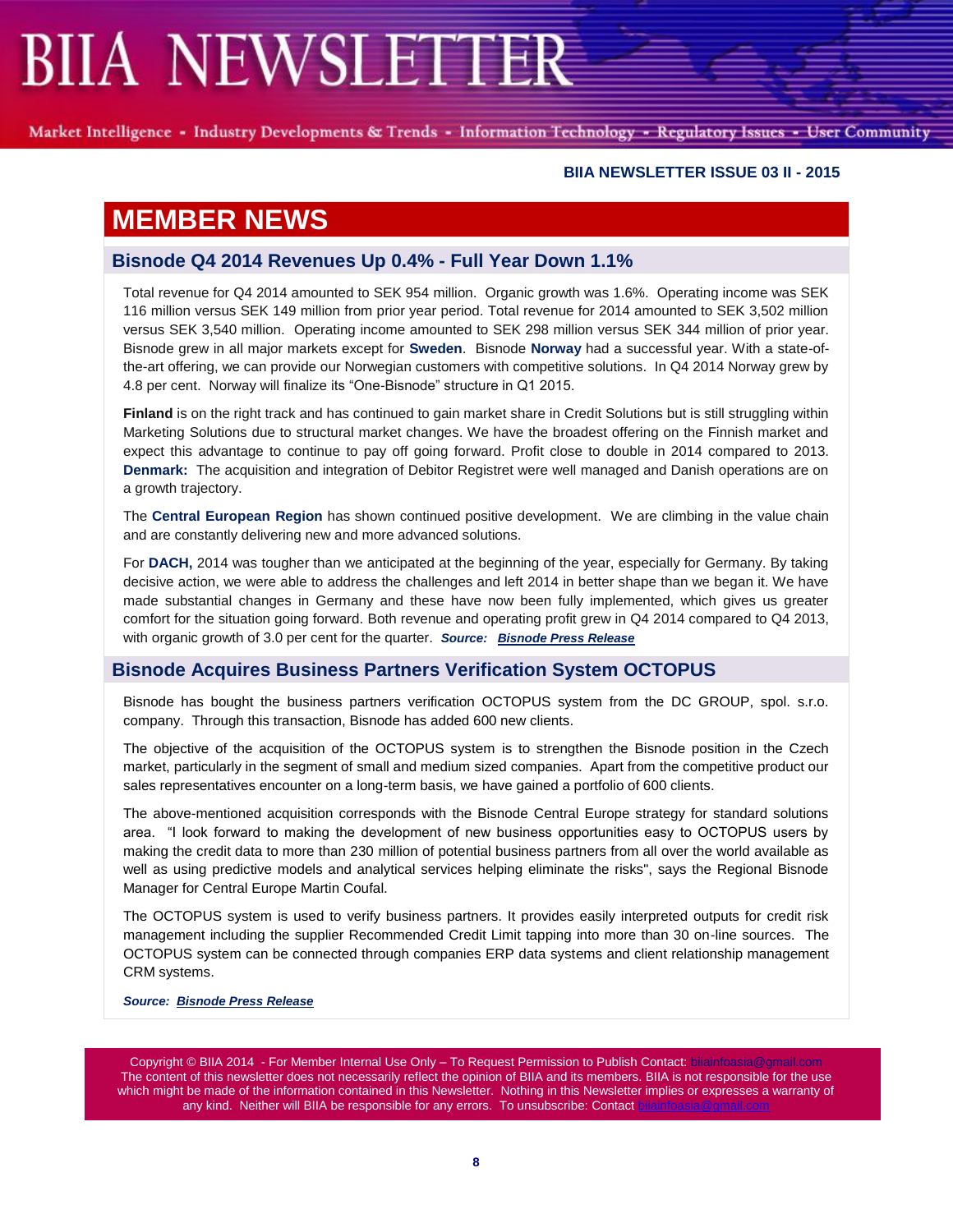## MEMBER NEWS

### Bisnode Q4 2014 Revenues Up 0.4% - Full Year Down 1.1%

Total revenue for Q4 2014 amounted to SEK 954 million. Organic growth was 1.6%. Operating income was SEK 116 million versus SEK 149 million from prior year period. Total revenue for 2014 amounted to SEK 3,502 million versus SEK 3,540 million. Operating income amounted to SEK 298 million versus SEK 344 million of prior year. Bisnode grew in all major markets except for **Sweden**. Bisnode **Norway** had a successful year. With a state-of-the-art offering, we can provide our Norwegian customers with competitive solutions. In Q4 2014 Norway grew by 4.8 per cent. Norway will finalize its "One-Bisnode" structure in Q1 2015.

**Finland** is on the right track and has continued to gain market share in Credit Solutions but is still struggling within Marketing Solutions due to structural market changes. We have the broadest offering on the Finnish market and expect this advantage to continue to pay off going forward. Profit close to double in 2014 compared to 2013. **Denmark:** The acquisition and integration of Debitor Registret were well managed and Danish operations are on a growth trajectory.

The **Central European Region** has shown continued positive development. We are climbing in the value chain and are constantly delivering new and more advanced solutions.

For **DACH,** 2014 was tougher than we anticipated at the beginning of the year, especially for Germany. By taking decisive action, we were able to address the challenges and left 2014 in better shape than we began it. We have made substantial changes in Germany and these have now been fully implemented, which gives us greater comfort for the situation going forward. Both revenue and operating profit grew in Q4 2014 compared to Q4 2013, with organic growth of 3.0 per cent for the quarter. ***Source:*** ***Bisnode Press Release***

### Bisnode Acquires Business Partners Verification System OCTOPUS

Bisnode has bought the business partners verification OCTOPUS system from the DC GROUP, spol. s.r.o. company. Through this transaction, Bisnode has added 600 new clients.

The objective of the acquisition of the OCTOPUS system is to strengthen the Bisnode position in the Czech market, particularly in the segment of small and medium sized companies. Apart from the competitive product our sales representatives encounter on a long-term basis, we have gained a portfolio of 600 clients.

The above-mentioned acquisition corresponds with the Bisnode Central Europe strategy for standard solutions area. "I look forward to making the development of new business opportunities easy to OCTOPUS users by making the credit data to more than 230 million of potential business partners from all over the world available as well as using predictive models and analytical services helping eliminate the risks", says the Regional Bisnode Manager for Central Europe Martin Coufal.

The OCTOPUS system is used to verify business partners. It provides easily interpreted outputs for credit risk management including the supplier Recommended Credit Limit tapping into more than 30 on-line sources. The OCTOPUS system can be connected through companies ERP data systems and client relationship management CRM systems.

***Source:*** ***Bisnode Press Release***

Copyright © BIIA 2014 - For Member Internal Use Only – To Request Permission to Publish Contact: biiainfoasia@gmail.com
The content of this newsletter does not necessarily reflect the opinion of BIIA and its members. BIIA is not responsible for the use which might be made of the information contained in this Newsletter. Nothing in this Newsletter implies or expresses a warranty of any kind. Neither will BIIA be responsible for any errors. To unsubscribe: Contact biiainfoasia@gmail.com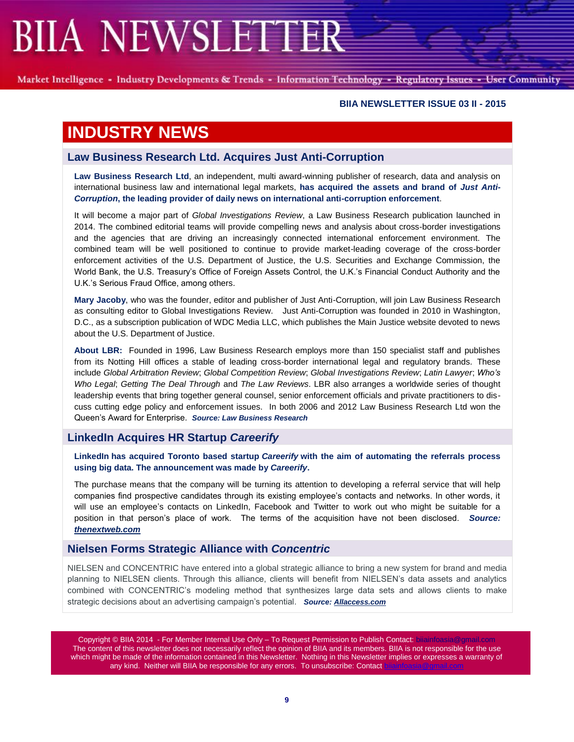# INDUSTRY NEWS

## Law Business Research Ltd. Acquires Just Anti-Corruption

**Law Business Research Ltd**, an independent, multi award-winning publisher of research, data and analysis on international business law and international legal markets, **has acquired the assets and brand of *Just Anti-Corruption*, the leading provider of daily news on international anti-corruption enforcement**.

It will become a major part of *Global Investigations Review*, a Law Business Research publication launched in 2014. The combined editorial teams will provide compelling news and analysis about cross-border investigations and the agencies that are driving an increasingly connected international enforcement environment. The combined team will be well positioned to continue to provide market-leading coverage of the cross-border enforcement activities of the U.S. Department of Justice, the U.S. Securities and Exchange Commission, the World Bank, the U.S. Treasury's Office of Foreign Assets Control, the U.K.'s Financial Conduct Authority and the U.K.'s Serious Fraud Office, among others.

**Mary Jacoby**, who was the founder, editor and publisher of Just Anti-Corruption, will join Law Business Research as consulting editor to Global Investigations Review. Just Anti-Corruption was founded in 2010 in Washington, D.C., as a subscription publication of WDC Media LLC, which publishes the Main Justice website devoted to news about the U.S. Department of Justice.

**About LBR:** Founded in 1996, Law Business Research employs more than 150 specialist staff and publishes from its Notting Hill offices a stable of leading cross-border international legal and regulatory brands. These include *Global Arbitration Review*; *Global Competition Review*; *Global Investigations Review*; *Latin Lawyer*; *Who's Who Legal*; *Getting The Deal Through* and *The Law Reviews*. LBR also arranges a worldwide series of thought leadership events that bring together general counsel, senior enforcement officials and private practitioners to discuss cutting edge policy and enforcement issues. In both 2006 and 2012 Law Business Research Ltd won the Queen's Award for Enterprise. ***Source: Law Business Research***

## LinkedIn Acquires HR Startup *Careerify*

**LinkedIn has acquired Toronto based startup *Careerify* with the aim of automating the referrals process using big data. The announcement was made by *Careerify*.**

The purchase means that the company will be turning its attention to developing a referral service that will help companies find prospective candidates through its existing employee's contacts and networks. In other words, it will use an employee's contacts on LinkedIn, Facebook and Twitter to work out who might be suitable for a position in that person's place of work. The terms of the acquisition have not been disclosed. ***Source: thenextweb.com***

## Nielsen Forms Strategic Alliance with *Concentric*

NIELSEN and CONCENTRIC have entered into a global strategic alliance to bring a new system for brand and media planning to NIELSEN clients. Through this alliance, clients will benefit from NIELSEN's data assets and analytics combined with CONCENTRIC's modeling method that synthesizes large data sets and allows clients to make strategic decisions about an advertising campaign's potential. ***Source: Allaccess.com***

Copyright © BIIA 2014 - For Member Internal Use Only – To Request Permission to Publish Contact: biiainfoasia@gmail.com
The content of this newsletter does not necessarily reflect the opinion of BIIA and its members. BIIA is not responsible for the use which might be made of the information contained in this Newsletter. Nothing in this Newsletter implies or expresses a warranty of any kind. Neither will BIIA be responsible for any errors. To unsubscribe: Contact biiainfoasia@gmail.com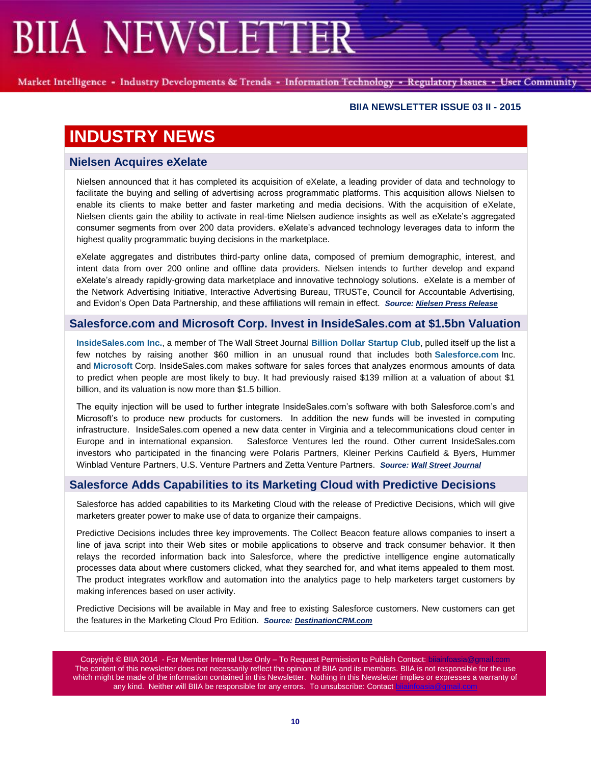# INDUSTRY NEWS

## Nielsen Acquires eXelate

Nielsen announced that it has completed its acquisition of eXelate, a leading provider of data and technology to facilitate the buying and selling of advertising across programmatic platforms. This acquisition allows Nielsen to enable its clients to make better and faster marketing and media decisions. With the acquisition of eXelate, Nielsen clients gain the ability to activate in real-time Nielsen audience insights as well as eXelate's aggregated consumer segments from over 200 data providers. eXelate's advanced technology leverages data to inform the highest quality programmatic buying decisions in the marketplace.

eXelate aggregates and distributes third-party online data, composed of premium demographic, interest, and intent data from over 200 online and offline data providers. Nielsen intends to further develop and expand eXelate's already rapidly-growing data marketplace and innovative technology solutions. eXelate is a member of the Network Advertising Initiative, Interactive Advertising Bureau, TRUSTe, Council for Accountable Advertising, and Evidon's Open Data Partnership, and these affiliations will remain in effect. ***Source: Nielsen Press Release***

## Salesforce.com and Microsoft Corp. Invest in InsideSales.com at $1.5bn Valuation

**InsideSales.com Inc.**, a member of The Wall Street Journal **Billion Dollar Startup Club**, pulled itself up the list a few notches by raising another $60 million in an unusual round that includes both **Salesforce.com** Inc. and **Microsoft** Corp. InsideSales.com makes software for sales forces that analyzes enormous amounts of data to predict when people are most likely to buy. It had previously raised $139 million at a valuation of about $1 billion, and its valuation is now more than $1.5 billion.

The equity injection will be used to further integrate InsideSales.com's software with both Salesforce.com's and Microsoft's to produce new products for customers. In addition the new funds will be invested in computing infrastructure. InsideSales.com opened a new data center in Virginia and a telecommunications cloud center in Europe and in international expansion. Salesforce Ventures led the round. Other current InsideSales.com investors who participated in the financing were Polaris Partners, Kleiner Perkins Caufield & Byers, Hummer Winblad Venture Partners, U.S. Venture Partners and Zetta Venture Partners. ***Source: Wall Street Journal***

## Salesforce Adds Capabilities to its Marketing Cloud with Predictive Decisions

Salesforce has added capabilities to its Marketing Cloud with the release of Predictive Decisions, which will give marketers greater power to make use of data to organize their campaigns.

Predictive Decisions includes three key improvements. The Collect Beacon feature allows companies to insert a line of java script into their Web sites or mobile applications to observe and track consumer behavior. It then relays the recorded information back into Salesforce, where the predictive intelligence engine automatically processes data about where customers clicked, what they searched for, and what items appealed to them most. The product integrates workflow and automation into the analytics page to help marketers target customers by making inferences based on user activity.

Predictive Decisions will be available in May and free to existing Salesforce customers. New customers can get the features in the Marketing Cloud Pro Edition. ***Source: DestinationCRM.com***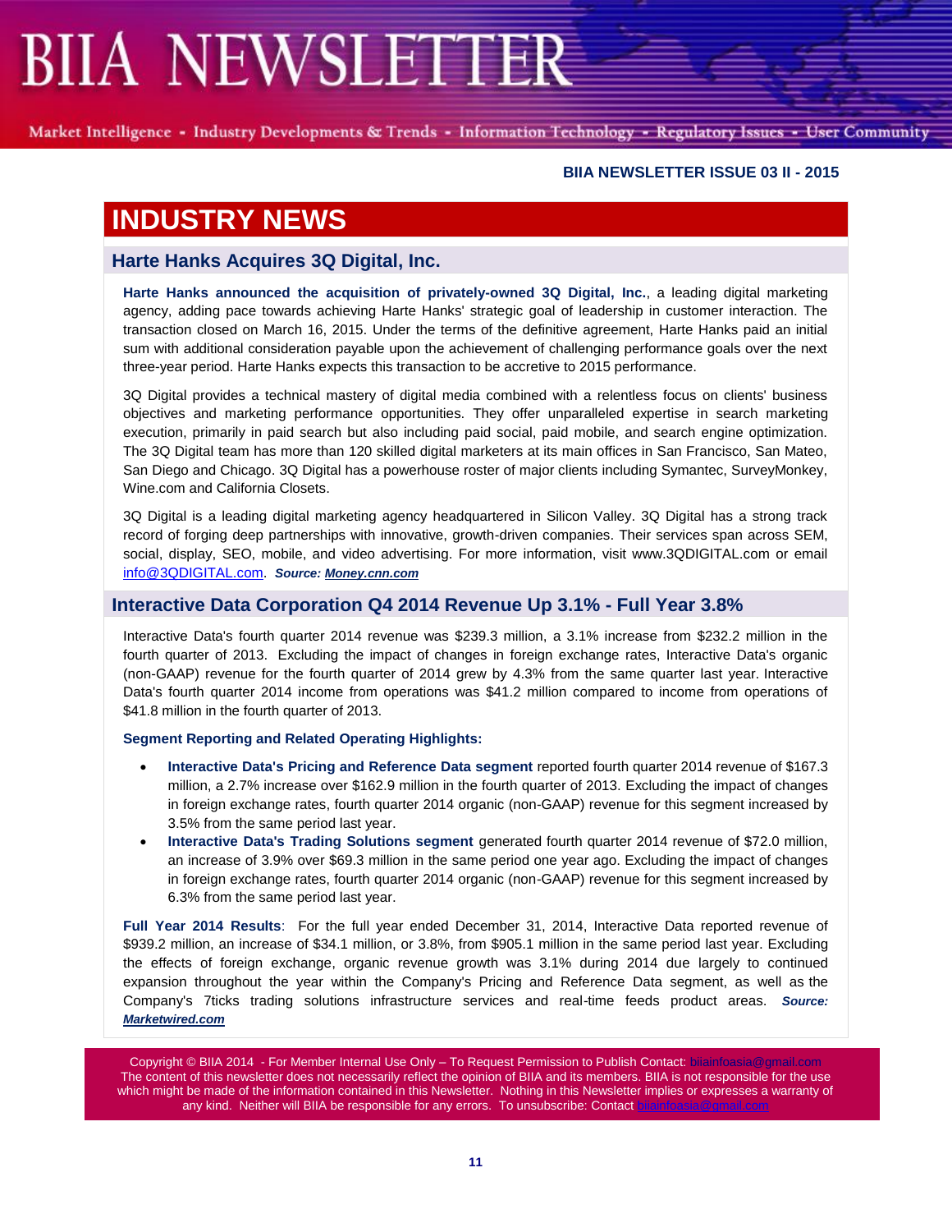# INDUSTRY NEWS

## Harte Hanks Acquires 3Q Digital, Inc.

**Harte Hanks announced the acquisition of privately-owned 3Q Digital, Inc.**, a leading digital marketing agency, adding pace towards achieving Harte Hanks' strategic goal of leadership in customer interaction. The transaction closed on March 16, 2015. Under the terms of the definitive agreement, Harte Hanks paid an initial sum with additional consideration payable upon the achievement of challenging performance goals over the next three-year period. Harte Hanks expects this transaction to be accretive to 2015 performance.

3Q Digital provides a technical mastery of digital media combined with a relentless focus on clients' business objectives and marketing performance opportunities. They offer unparalleled expertise in search marketing execution, primarily in paid search but also including paid social, paid mobile, and search engine optimization. The 3Q Digital team has more than 120 skilled digital marketers at its main offices in San Francisco, San Mateo, San Diego and Chicago. 3Q Digital has a powerhouse roster of major clients including Symantec, SurveyMonkey, Wine.com and California Closets.

3Q Digital is a leading digital marketing agency headquartered in Silicon Valley. 3Q Digital has a strong track record of forging deep partnerships with innovative, growth-driven companies. Their services span across SEM, social, display, SEO, mobile, and video advertising. For more information, visit www.3QDIGITAL.com or email info@3QDIGITAL.com. ***Source: Money.cnn.com***

## Interactive Data Corporation Q4 2014 Revenue Up 3.1% - Full Year 3.8%

Interactive Data's fourth quarter 2014 revenue was $239.3 million, a 3.1% increase from $232.2 million in the fourth quarter of 2013. Excluding the impact of changes in foreign exchange rates, Interactive Data's organic (non-GAAP) revenue for the fourth quarter of 2014 grew by 4.3% from the same quarter last year. Interactive Data's fourth quarter 2014 income from operations was $41.2 million compared to income from operations of $41.8 million in the fourth quarter of 2013.

**Segment Reporting and Related Operating Highlights:**

- **Interactive Data's Pricing and Reference Data segment** reported fourth quarter 2014 revenue of $167.3 million, a 2.7% increase over $162.9 million in the fourth quarter of 2013. Excluding the impact of changes in foreign exchange rates, fourth quarter 2014 organic (non-GAAP) revenue for this segment increased by 3.5% from the same period last year.
- **Interactive Data's Trading Solutions segment** generated fourth quarter 2014 revenue of $72.0 million, an increase of 3.9% over $69.3 million in the same period one year ago. Excluding the impact of changes in foreign exchange rates, fourth quarter 2014 organic (non-GAAP) revenue for this segment increased by 6.3% from the same period last year.

**Full Year 2014 Results**: For the full year ended December 31, 2014, Interactive Data reported revenue of $939.2 million, an increase of $34.1 million, or 3.8%, from $905.1 million in the same period last year. Excluding the effects of foreign exchange, organic revenue growth was 3.1% during 2014 due largely to continued expansion throughout the year within the Company's Pricing and Reference Data segment, as well as the Company's 7ticks trading solutions infrastructure services and real-time feeds product areas. ***Source: Marketwired.com***

Copyright © BIIA 2014 - For Member Internal Use Only – To Request Permission to Publish Contact: biiainfoasia@gmail.com
The content of this newsletter does not necessarily reflect the opinion of BIIA and its members. BIIA is not responsible for the use which might be made of the information contained in this Newsletter. Nothing in this Newsletter implies or expresses a warranty of any kind. Neither will BIIA be responsible for any errors. To unsubscribe: Contact biiainfoasia@gmail.com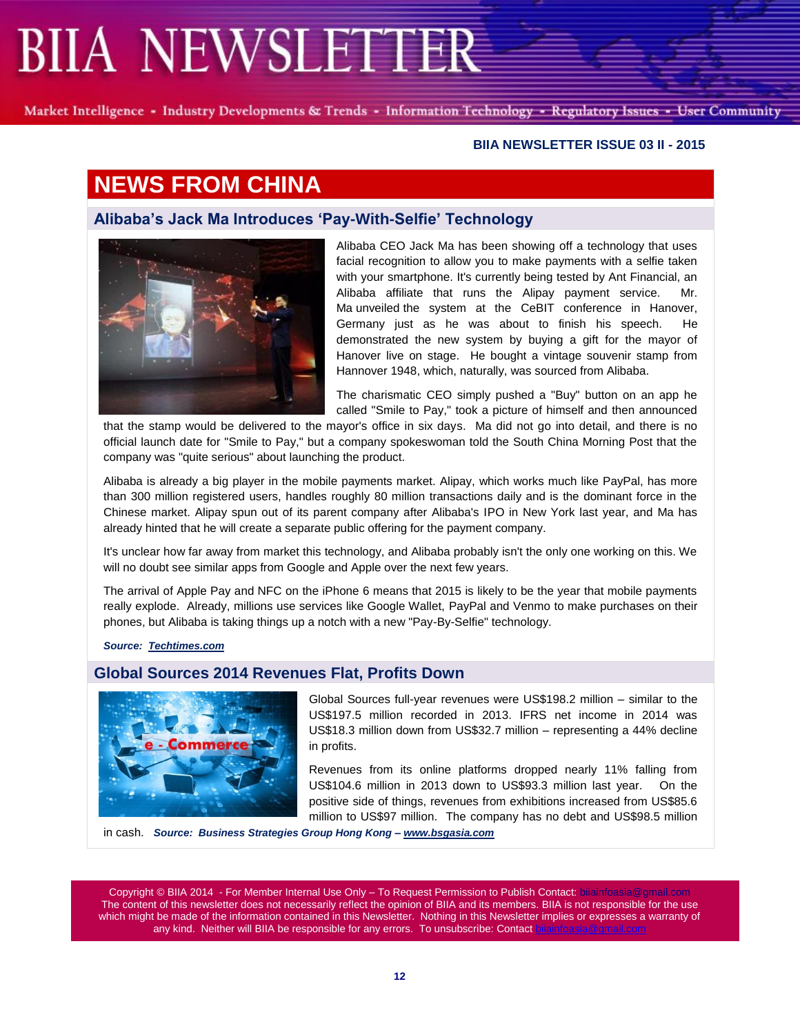# NEWS FROM CHINA

## Alibaba's Jack Ma Introduces 'Pay-With-Selfie' Technology

Alibaba CEO Jack Ma has been showing off a technology that uses facial recognition to allow you to make payments with a selfie taken with your smartphone. It's currently being tested by Ant Financial, an Alibaba affiliate that runs the Alipay payment service. Mr. Ma unveiled the system at the CeBIT conference in Hanover, Germany just as he was about to finish his speech. He demonstrated the new system by buying a gift for the mayor of Hanover live on stage. He bought a vintage souvenir stamp from Hannover 1948, which, naturally, was sourced from Alibaba.

The charismatic CEO simply pushed a "Buy" button on an app he called "Smile to Pay," took a picture of himself and then announced that the stamp would be delivered to the mayor's office in six days. Ma did not go into detail, and there is no official launch date for "Smile to Pay," but a company spokeswoman told the South China Morning Post that the company was "quite serious" about launching the product.

Alibaba is already a big player in the mobile payments market. Alipay, which works much like PayPal, has more than 300 million registered users, handles roughly 80 million transactions daily and is the dominant force in the Chinese market. Alipay spun out of its parent company after Alibaba's IPO in New York last year, and Ma has already hinted that he will create a separate public offering for the payment company.

It's unclear how far away from market this technology, and Alibaba probably isn't the only one working on this. We will no doubt see similar apps from Google and Apple over the next few years.

The arrival of Apple Pay and NFC on the iPhone 6 means that 2015 is likely to be the year that mobile payments really explode. Already, millions use services like Google Wallet, PayPal and Venmo to make purchases on their phones, but Alibaba is taking things up a notch with a new "Pay-By-Selfie" technology.

***Source: Techtimes.com***

## Global Sources 2014 Revenues Flat, Profits Down

Global Sources full-year revenues were US$198.2 million – similar to the US$197.5 million recorded in 2013. IFRS net income in 2014 was US$18.3 million down from US$32.7 million – representing a 44% decline in profits.

Revenues from its online platforms dropped nearly 11% falling from US$104.6 million in 2013 down to US$93.3 million last year. On the positive side of things, revenues from exhibitions increased from US$85.6 million to US$97 million. The company has no debt and US$98.5 million in cash. ***Source: Business Strategies Group Hong Kong – www.bsgasia.com***

Copyright © BIIA 2014 - For Member Internal Use Only – To Request Permission to Publish Contact: biiainfoasia@gmail.com The content of this newsletter does not necessarily reflect the opinion of BIIA and its members. BIIA is not responsible for the use which might be made of the information contained in this Newsletter. Nothing in this Newsletter implies or expresses a warranty of any kind. Neither will BIIA be responsible for any errors. To unsubscribe: Contact biiainfoasia@gmail.com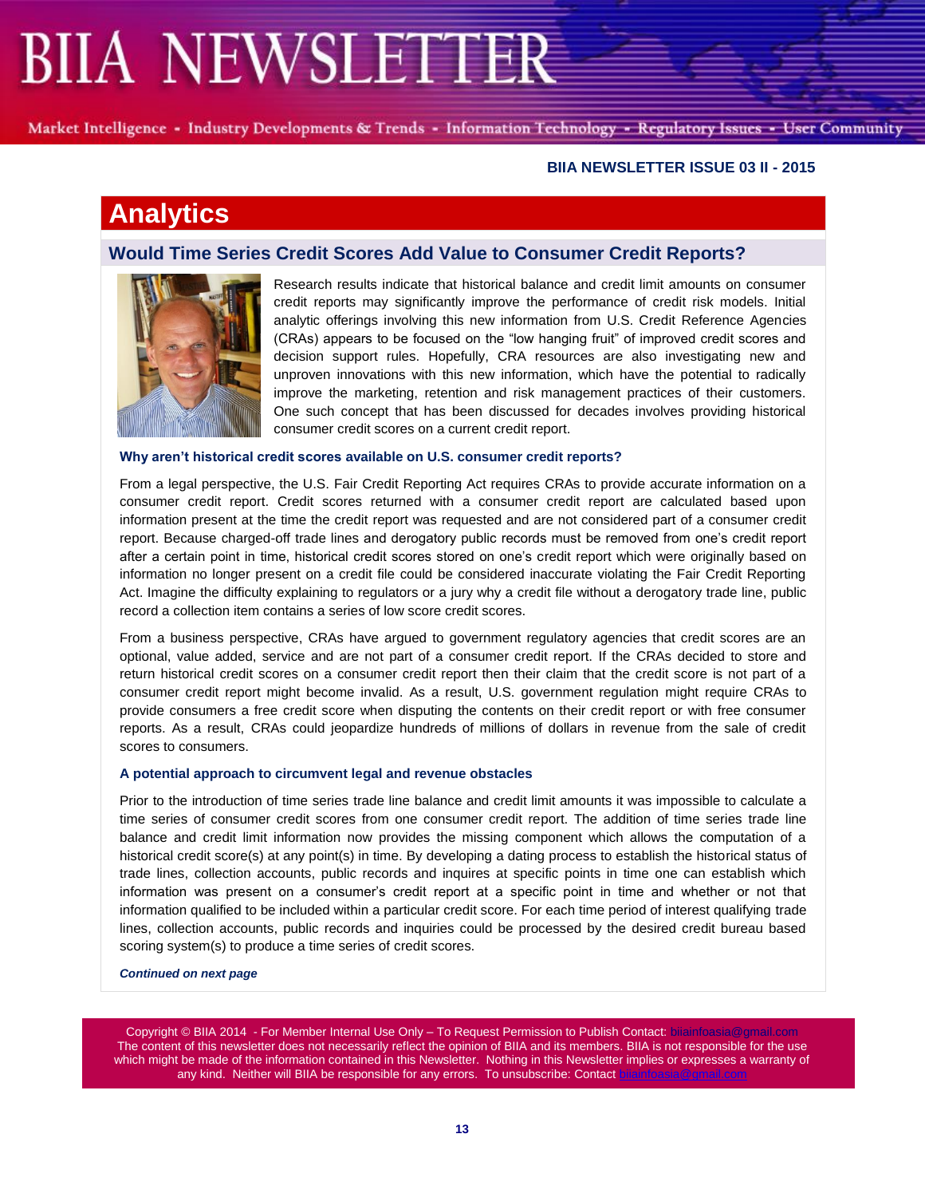## Analytics

### Would Time Series Credit Scores Add Value to Consumer Credit Reports?

Research results indicate that historical balance and credit limit amounts on consumer credit reports may significantly improve the performance of credit risk models. Initial analytic offerings involving this new information from U.S. Credit Reference Agencies (CRAs) appears to be focused on the "low hanging fruit" of improved credit scores and decision support rules. Hopefully, CRA resources are also investigating new and unproven innovations with this new information, which have the potential to radically improve the marketing, retention and risk management practices of their customers. One such concept that has been discussed for decades involves providing historical consumer credit scores on a current credit report.

#### Why aren't historical credit scores available on U.S. consumer credit reports?

From a legal perspective, the U.S. Fair Credit Reporting Act requires CRAs to provide accurate information on a consumer credit report. Credit scores returned with a consumer credit report are calculated based upon information present at the time the credit report was requested and are not considered part of a consumer credit report. Because charged-off trade lines and derogatory public records must be removed from one's credit report after a certain point in time, historical credit scores stored on one's credit report which were originally based on information no longer present on a credit file could be considered inaccurate violating the Fair Credit Reporting Act. Imagine the difficulty explaining to regulators or a jury why a credit file without a derogatory trade line, public record a collection item contains a series of low score credit scores.

From a business perspective, CRAs have argued to government regulatory agencies that credit scores are an optional, value added, service and are not part of a consumer credit report. If the CRAs decided to store and return historical credit scores on a consumer credit report then their claim that the credit score is not part of a consumer credit report might become invalid. As a result, U.S. government regulation might require CRAs to provide consumers a free credit score when disputing the contents on their credit report or with free consumer reports. As a result, CRAs could jeopardize hundreds of millions of dollars in revenue from the sale of credit scores to consumers.

#### A potential approach to circumvent legal and revenue obstacles

Prior to the introduction of time series trade line balance and credit limit amounts it was impossible to calculate a time series of consumer credit scores from one consumer credit report. The addition of time series trade line balance and credit limit information now provides the missing component which allows the computation of a historical credit score(s) at any point(s) in time. By developing a dating process to establish the historical status of trade lines, collection accounts, public records and inquires at specific points in time one can establish which information was present on a consumer's credit report at a specific point in time and whether or not that information qualified to be included within a particular credit score. For each time period of interest qualifying trade lines, collection accounts, public records and inquiries could be processed by the desired credit bureau based scoring system(s) to produce a time series of credit scores.

***Continued on next page***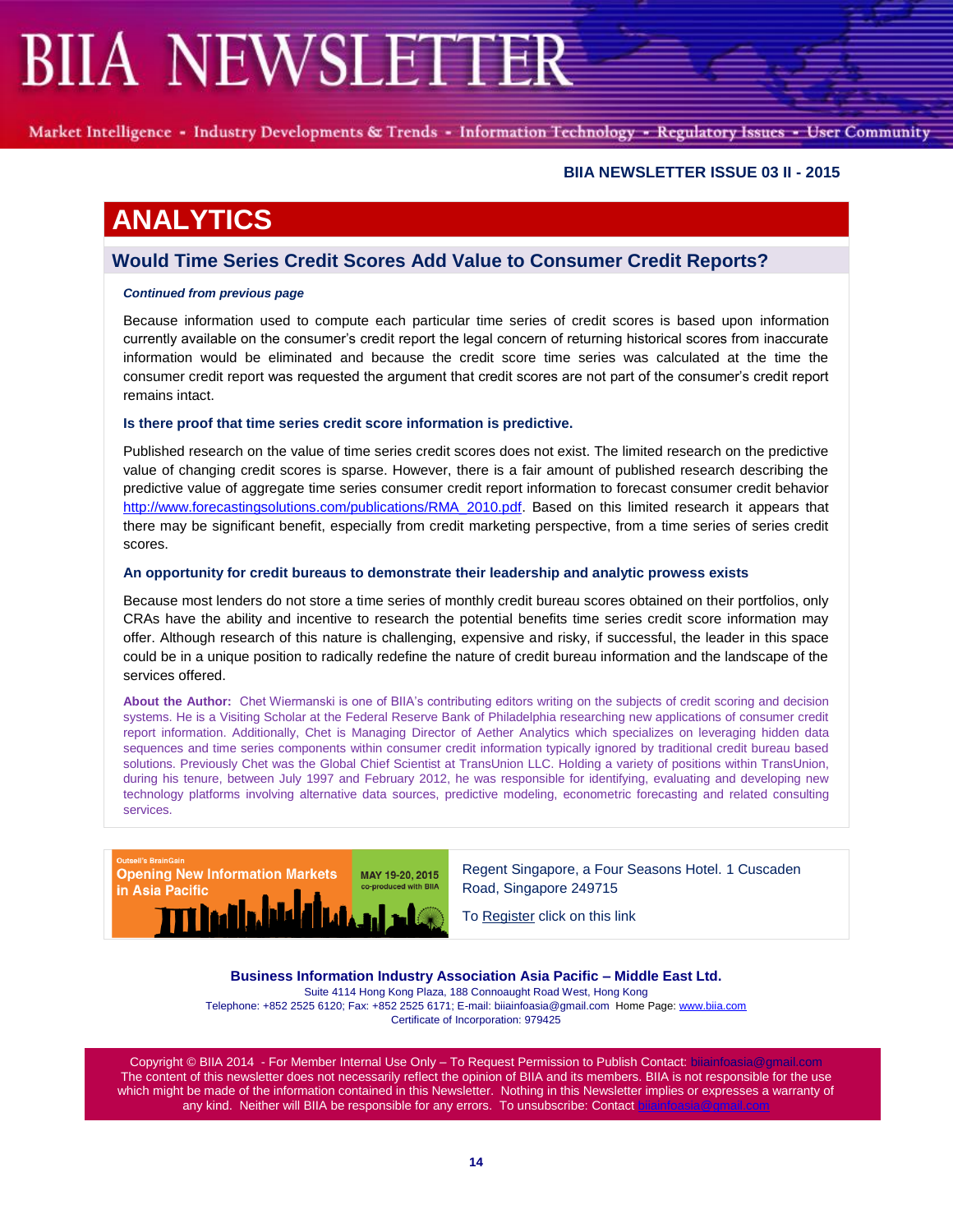BIIA NEWSLETTER ISSUE 03 II - 2015

# ANALYTICS

## Would Time Series Credit Scores Add Value to Consumer Credit Reports?

***Continued from previous page***

Because information used to compute each particular time series of credit scores is based upon information currently available on the consumer's credit report the legal concern of returning historical scores from inaccurate information would be eliminated and because the credit score time series was calculated at the time the consumer credit report was requested the argument that credit scores are not part of the consumer's credit report remains intact.

**Is there proof that time series credit score information is predictive.**

Published research on the value of time series credit scores does not exist. The limited research on the predictive value of changing credit scores is sparse. However, there is a fair amount of published research describing the predictive value of aggregate time series consumer credit report information to forecast consumer credit behavior http://www.forecastingsolutions.com/publications/RMA_2010.pdf. Based on this limited research it appears that there may be significant benefit, especially from credit marketing perspective, from a time series of series credit scores.

**An opportunity for credit bureaus to demonstrate their leadership and analytic prowess exists**

Because most lenders do not store a time series of monthly credit bureau scores obtained on their portfolios, only CRAs have the ability and incentive to research the potential benefits time series credit score information may offer. Although research of this nature is challenging, expensive and risky, if successful, the leader in this space could be in a unique position to radically redefine the nature of credit bureau information and the landscape of the services offered.

**About the Author:** Chet Wiermanski is one of BIIA's contributing editors writing on the subjects of credit scoring and decision systems. He is a Visiting Scholar at the Federal Reserve Bank of Philadelphia researching new applications of consumer credit report information. Additionally, Chet is Managing Director of Aether Analytics which specializes on leveraging hidden data sequences and time series components within consumer credit information typically ignored by traditional credit bureau based solutions. Previously Chet was the Global Chief Scientist at TransUnion LLC. Holding a variety of positions within TransUnion, during his tenure, between July 1997 and February 2012, he was responsible for identifying, evaluating and developing new technology platforms involving alternative data sources, predictive modeling, econometric forecasting and related consulting services.

Outsell's BrainGain
Opening New Information Markets in Asia Pacific
MAY 19-20, 2015
co-produced with BIIA

Regent Singapore, a Four Seasons Hotel. 1 Cuscaden Road, Singapore 249715

To Register click on this link

**Business Information Industry Association Asia Pacific – Middle East Ltd.**
Suite 4114 Hong Kong Plaza, 188 Connaught Road West, Hong Kong
Telephone: +852 2525 6120; Fax: +852 2525 6171; E-mail: biiainfoasia@gmail.com Home Page: www.biia.com
Certificate of Incorporation: 979425

Copyright © BIIA 2014 - For Member Internal Use Only – To Request Permission to Publish Contact: biiainfoasia@gmail.com
The content of this newsletter does not necessarily reflect the opinion of BIIA and its members. BIIA is not responsible for the use which might be made of the information contained in this Newsletter. Nothing in this Newsletter implies or expresses a warranty of any kind. Neither will BIIA be responsible for any errors. To unsubscribe: Contact biiainfoasia@gmail.com